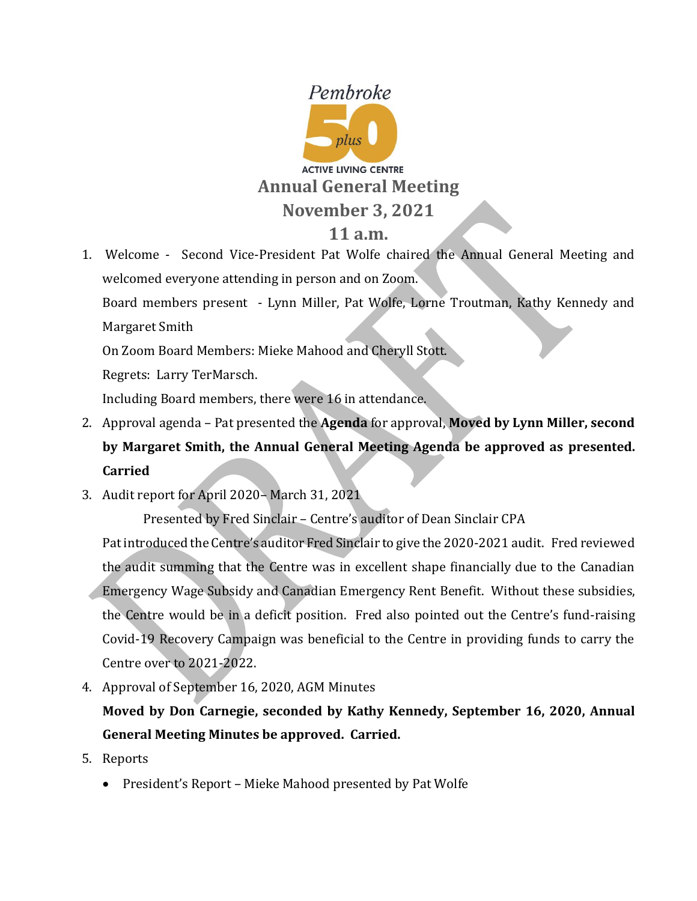Pembroke 50 plus ACTIVE LIVING CENTRE

# Annual General Meeting

## November 3, 2021

## 11 a.m.

1. Welcome - Second Vice-President Pat Wolfe chaired the Annual General Meeting and welcomed everyone attending in person and on Zoom.

   Board members present - Lynn Miller, Pat Wolfe, Lorne Troutman, Kathy Kennedy and Margaret Smith

   On Zoom Board Members: Mieke Mahood and Cheryll Stott.

   Regrets: Larry TerMarsch.

   Including Board members, there were 16 in attendance.

2. Approval agenda – Pat presented the **Agenda** for approval, **Moved by Lynn Miller, second by Margaret Smith, the Annual General Meeting Agenda be approved as presented. Carried**

3. Audit report for April 2020– March 31, 2021

   Presented by Fred Sinclair – Centre's auditor of Dean Sinclair CPA

   Pat introduced the Centre's auditor Fred Sinclair to give the 2020-2021 audit. Fred reviewed the audit summing that the Centre was in excellent shape financially due to the Canadian Emergency Wage Subsidy and Canadian Emergency Rent Benefit. Without these subsidies, the Centre would be in a deficit position. Fred also pointed out the Centre's fund-raising Covid-19 Recovery Campaign was beneficial to the Centre in providing funds to carry the Centre over to 2021-2022.

4. Approval of September 16, 2020, AGM Minutes

   **Moved by Don Carnegie, seconded by Kathy Kennedy, September 16, 2020, Annual General Meeting Minutes be approved. Carried.**

5. Reports

   - President's Report – Mieke Mahood presented by Pat Wolfe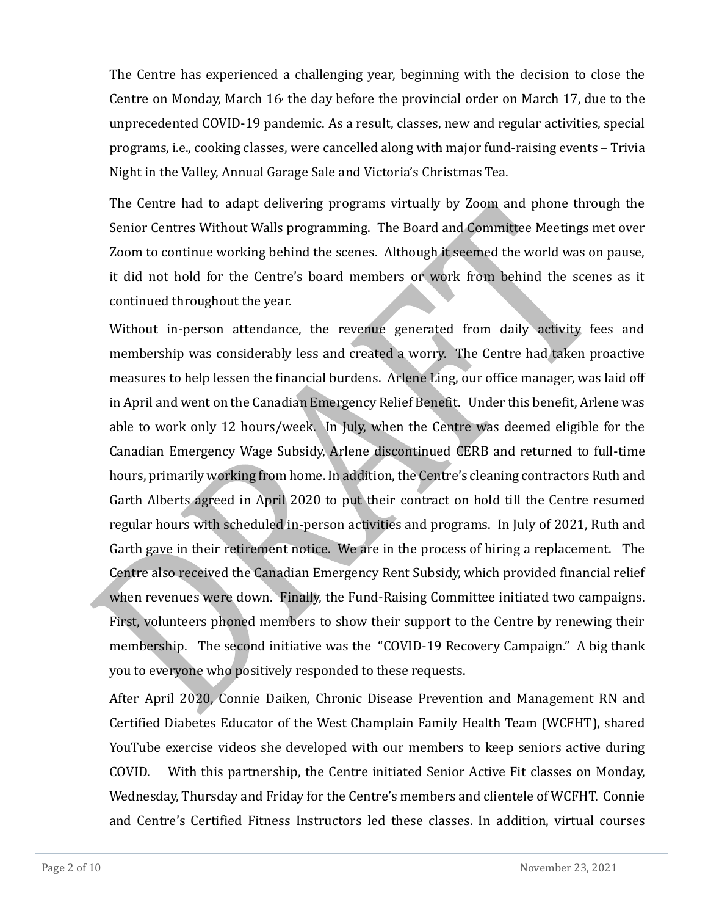The Centre has experienced a challenging year, beginning with the decision to close the Centre on Monday, March 16, the day before the provincial order on March 17, due to the unprecedented COVID-19 pandemic. As a result, classes, new and regular activities, special programs, i.e., cooking classes, were cancelled along with major fund-raising events – Trivia Night in the Valley, Annual Garage Sale and Victoria's Christmas Tea.

The Centre had to adapt delivering programs virtually by Zoom and phone through the Senior Centres Without Walls programming. The Board and Committee Meetings met over Zoom to continue working behind the scenes. Although it seemed the world was on pause, it did not hold for the Centre's board members or work from behind the scenes as it continued throughout the year.

Without in-person attendance, the revenue generated from daily activity fees and membership was considerably less and created a worry. The Centre had taken proactive measures to help lessen the financial burdens. Arlene Ling, our office manager, was laid off in April and went on the Canadian Emergency Relief Benefit. Under this benefit, Arlene was able to work only 12 hours/week. In July, when the Centre was deemed eligible for the Canadian Emergency Wage Subsidy, Arlene discontinued CERB and returned to full-time hours, primarily working from home. In addition, the Centre's cleaning contractors Ruth and Garth Alberts agreed in April 2020 to put their contract on hold till the Centre resumed regular hours with scheduled in-person activities and programs. In July of 2021, Ruth and Garth gave in their retirement notice. We are in the process of hiring a replacement. The Centre also received the Canadian Emergency Rent Subsidy, which provided financial relief when revenues were down. Finally, the Fund-Raising Committee initiated two campaigns. First, volunteers phoned members to show their support to the Centre by renewing their membership. The second initiative was the "COVID-19 Recovery Campaign." A big thank you to everyone who positively responded to these requests.

After April 2020, Connie Daiken, Chronic Disease Prevention and Management RN and Certified Diabetes Educator of the West Champlain Family Health Team (WCFHT), shared YouTube exercise videos she developed with our members to keep seniors active during COVID. With this partnership, the Centre initiated Senior Active Fit classes on Monday, Wednesday, Thursday and Friday for the Centre's members and clientele of WCFHT. Connie and Centre's Certified Fitness Instructors led these classes. In addition, virtual courses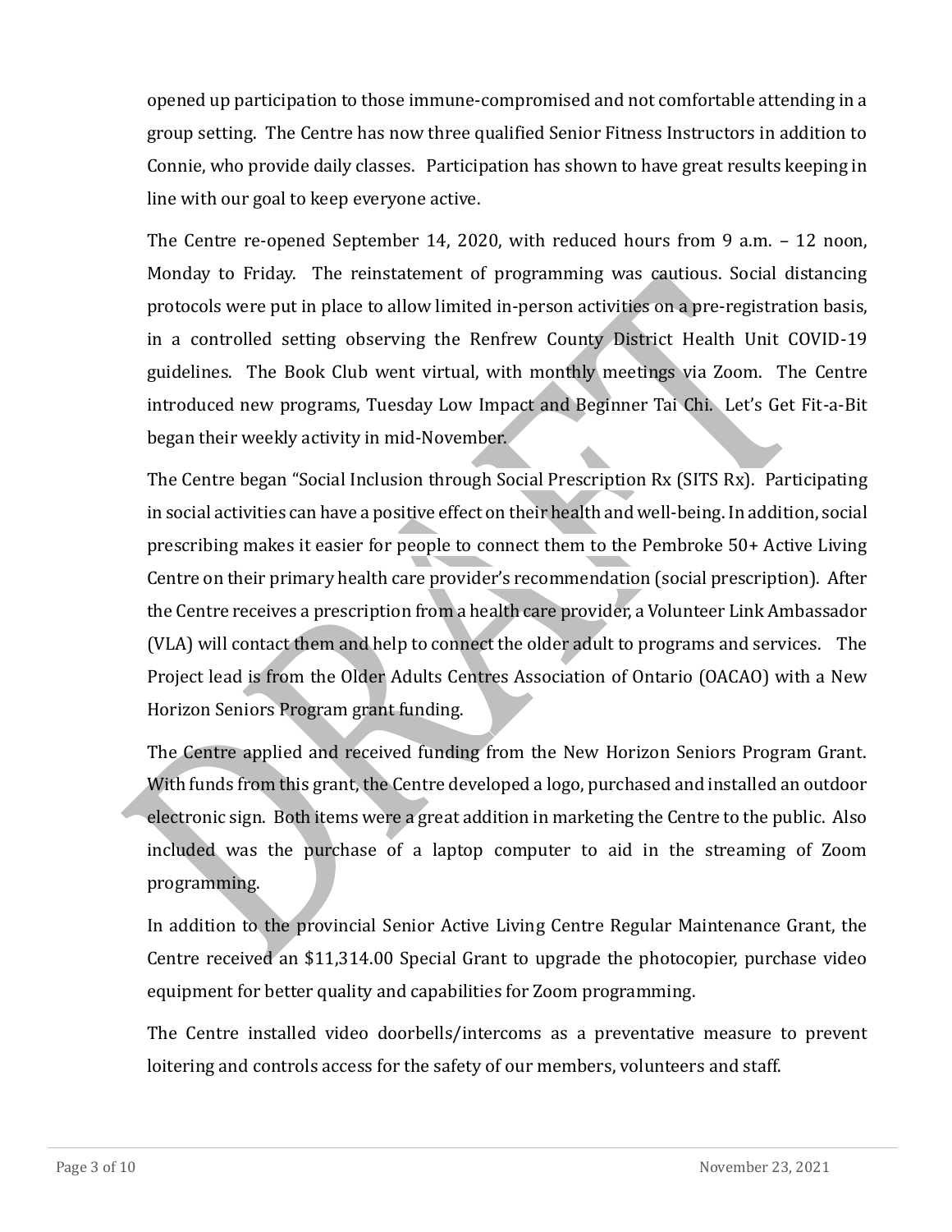opened up participation to those immune-compromised and not comfortable attending in a group setting. The Centre has now three qualified Senior Fitness Instructors in addition to Connie, who provide daily classes. Participation has shown to have great results keeping in line with our goal to keep everyone active.

The Centre re-opened September 14, 2020, with reduced hours from 9 a.m. – 12 noon, Monday to Friday. The reinstatement of programming was cautious. Social distancing protocols were put in place to allow limited in-person activities on a pre-registration basis, in a controlled setting observing the Renfrew County District Health Unit COVID-19 guidelines. The Book Club went virtual, with monthly meetings via Zoom. The Centre introduced new programs, Tuesday Low Impact and Beginner Tai Chi. Let's Get Fit-a-Bit began their weekly activity in mid-November.

The Centre began "Social Inclusion through Social Prescription Rx (SITS Rx). Participating in social activities can have a positive effect on their health and well-being. In addition, social prescribing makes it easier for people to connect them to the Pembroke 50+ Active Living Centre on their primary health care provider's recommendation (social prescription). After the Centre receives a prescription from a health care provider, a Volunteer Link Ambassador (VLA) will contact them and help to connect the older adult to programs and services. The Project lead is from the Older Adults Centres Association of Ontario (OACAO) with a New Horizon Seniors Program grant funding.

The Centre applied and received funding from the New Horizon Seniors Program Grant. With funds from this grant, the Centre developed a logo, purchased and installed an outdoor electronic sign. Both items were a great addition in marketing the Centre to the public. Also included was the purchase of a laptop computer to aid in the streaming of Zoom programming.

In addition to the provincial Senior Active Living Centre Regular Maintenance Grant, the Centre received an $11,314.00 Special Grant to upgrade the photocopier, purchase video equipment for better quality and capabilities for Zoom programming.

The Centre installed video doorbells/intercoms as a preventative measure to prevent loitering and controls access for the safety of our members, volunteers and staff.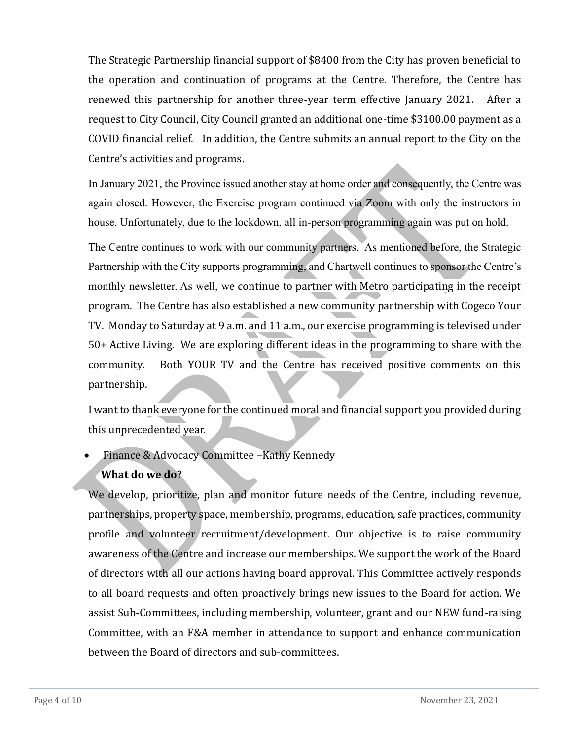The Strategic Partnership financial support of $8400 from the City has proven beneficial to the operation and continuation of programs at the Centre. Therefore, the Centre has renewed this partnership for another three-year term effective January 2021. After a request to City Council, City Council granted an additional one-time $3100.00 payment as a COVID financial relief. In addition, the Centre submits an annual report to the City on the Centre's activities and programs.

In January 2021, the Province issued another stay at home order and consequently, the Centre was again closed. However, the Exercise program continued via Zoom with only the instructors in house. Unfortunately, due to the lockdown, all in-person programming again was put on hold.

The Centre continues to work with our community partners. As mentioned before, the Strategic Partnership with the City supports programming, and Chartwell continues to sponsor the Centre's monthly newsletter. As well, we continue to partner with Metro participating in the receipt program. The Centre has also established a new community partnership with Cogeco Your TV. Monday to Saturday at 9 a.m. and 11 a.m., our exercise programming is televised under 50+ Active Living. We are exploring different ideas in the programming to share with the community. Both YOUR TV and the Centre has received positive comments on this partnership.

I want to thank everyone for the continued moral and financial support you provided during this unprecedented year.

- Finance & Advocacy Committee –Kathy Kennedy

**What do we do?**

We develop, prioritize, plan and monitor future needs of the Centre, including revenue, partnerships, property space, membership, programs, education, safe practices, community profile and volunteer recruitment/development. Our objective is to raise community awareness of the Centre and increase our memberships. We support the work of the Board of directors with all our actions having board approval. This Committee actively responds to all board requests and often proactively brings new issues to the Board for action. We assist Sub-Committees, including membership, volunteer, grant and our NEW fund-raising Committee, with an F&A member in attendance to support and enhance communication between the Board of directors and sub-committees.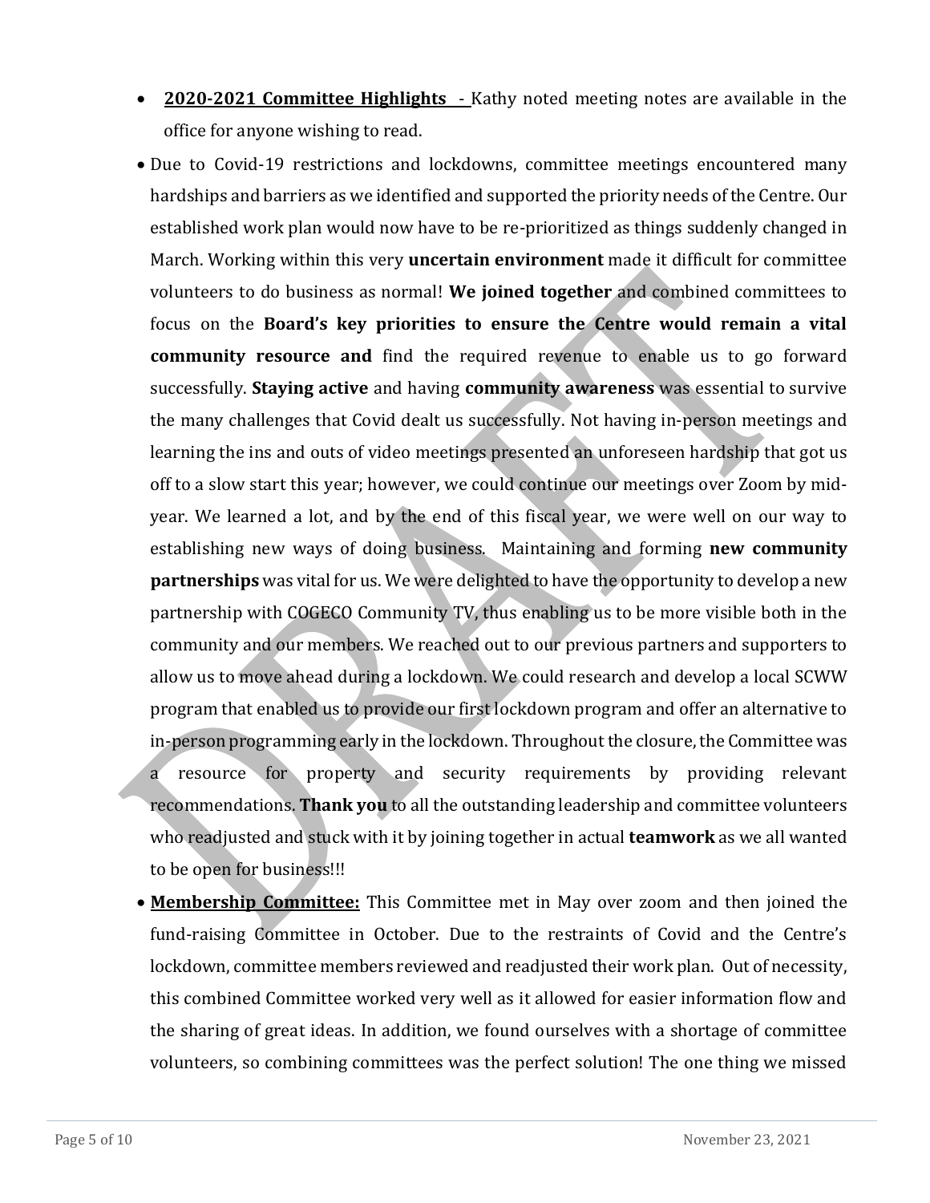- **2020-2021 Committee Highlights** - Kathy noted meeting notes are available in the office for anyone wishing to read.
- Due to Covid-19 restrictions and lockdowns, committee meetings encountered many hardships and barriers as we identified and supported the priority needs of the Centre. Our established work plan would now have to be re-prioritized as things suddenly changed in March. Working within this very **uncertain environment** made it difficult for committee volunteers to do business as normal! **We joined together** and combined committees to focus on the **Board's key priorities to ensure the Centre would remain a vital community resource and** find the required revenue to enable us to go forward successfully. **Staying active** and having **community awareness** was essential to survive the many challenges that Covid dealt us successfully. Not having in-person meetings and learning the ins and outs of video meetings presented an unforeseen hardship that got us off to a slow start this year; however, we could continue our meetings over Zoom by mid-year. We learned a lot, and by the end of this fiscal year, we were well on our way to establishing new ways of doing business. Maintaining and forming **new community partnerships** was vital for us. We were delighted to have the opportunity to develop a new partnership with COGECO Community TV, thus enabling us to be more visible both in the community and our members. We reached out to our previous partners and supporters to allow us to move ahead during a lockdown. We could research and develop a local SCWW program that enabled us to provide our first lockdown program and offer an alternative to in-person programming early in the lockdown. Throughout the closure, the Committee was a resource for property and security requirements by providing relevant recommendations. **Thank you** to all the outstanding leadership and committee volunteers who readjusted and stuck with it by joining together in actual **teamwork** as we all wanted to be open for business!!!
- **Membership Committee:** This Committee met in May over zoom and then joined the fund-raising Committee in October. Due to the restraints of Covid and the Centre's lockdown, committee members reviewed and readjusted their work plan. Out of necessity, this combined Committee worked very well as it allowed for easier information flow and the sharing of great ideas. In addition, we found ourselves with a shortage of committee volunteers, so combining committees was the perfect solution! The one thing we missed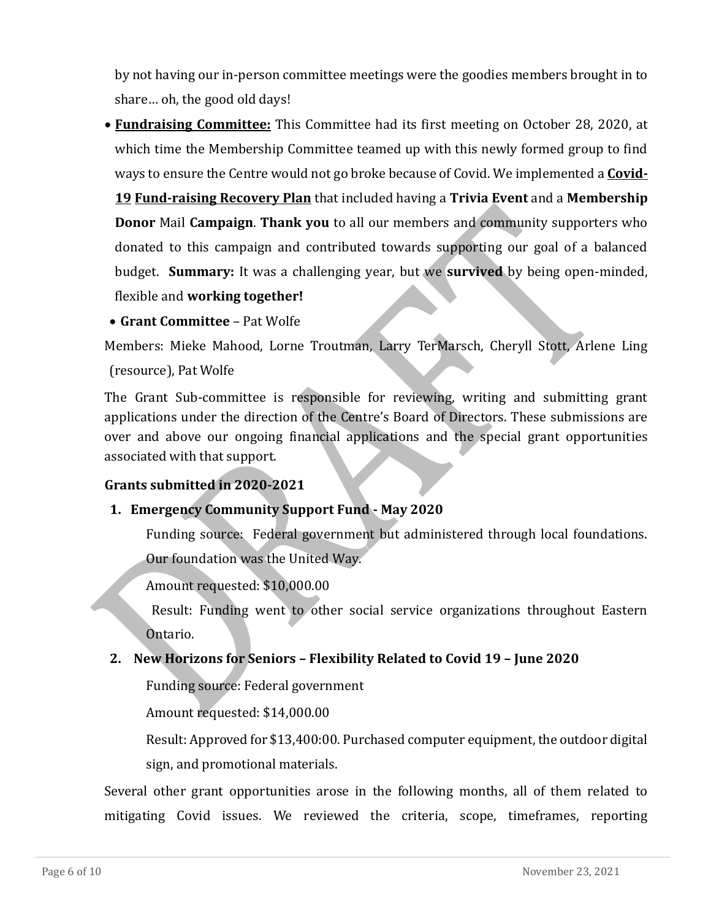by not having our in-person committee meetings were the goodies members brought in to share… oh, the good old days!

- **Fundraising Committee:** This Committee had its first meeting on October 28, 2020, at which time the Membership Committee teamed up with this newly formed group to find ways to ensure the Centre would not go broke because of Covid. We implemented a **Covid-19 Fund-raising Recovery Plan** that included having a **Trivia Event** and a **Membership Donor** Mail **Campaign**. **Thank you** to all our members and community supporters who donated to this campaign and contributed towards supporting our goal of a balanced budget. **Summary:** It was a challenging year, but we **survived** by being open-minded, flexible and **working together!**

- **Grant Committee** – Pat Wolfe

Members: Mieke Mahood, Lorne Troutman, Larry TerMarsch, Cheryll Stott, Arlene Ling (resource), Pat Wolfe

The Grant Sub-committee is responsible for reviewing, writing and submitting grant applications under the direction of the Centre's Board of Directors. These submissions are over and above our ongoing financial applications and the special grant opportunities associated with that support.

**Grants submitted in 2020-2021**

1. **Emergency Community Support Fund - May 2020**

   Funding source: Federal government but administered through local foundations. Our foundation was the United Way.

   Amount requested: $10,000.00

   Result: Funding went to other social service organizations throughout Eastern Ontario.

2. **New Horizons for Seniors – Flexibility Related to Covid 19 – June 2020**

   Funding source: Federal government

   Amount requested: $14,000.00

   Result: Approved for $13,400:00. Purchased computer equipment, the outdoor digital sign, and promotional materials.

Several other grant opportunities arose in the following months, all of them related to mitigating Covid issues. We reviewed the criteria, scope, timeframes, reporting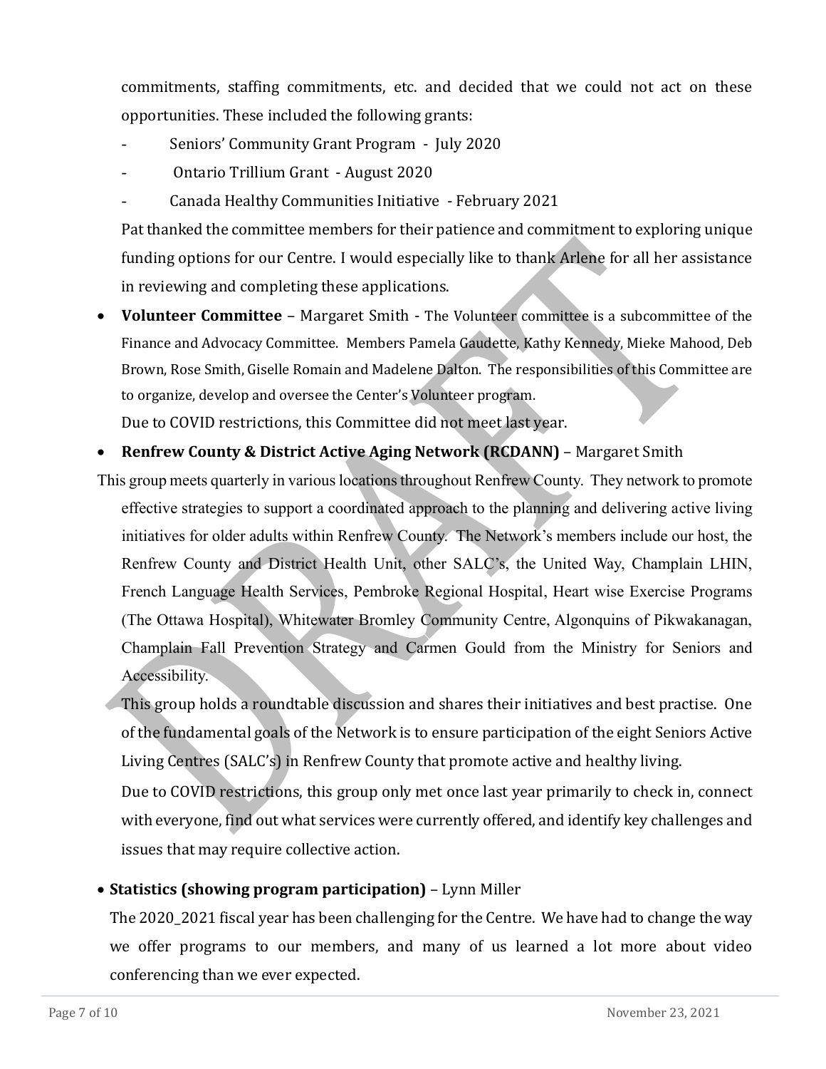commitments, staffing commitments, etc. and decided that we could not act on these opportunities. These included the following grants:

- Seniors' Community Grant Program - July 2020
- Ontario Trillium Grant - August 2020
- Canada Healthy Communities Initiative - February 2021

Pat thanked the committee members for their patience and commitment to exploring unique funding options for our Centre. I would especially like to thank Arlene for all her assistance in reviewing and completing these applications.

- **Volunteer Committee** – Margaret Smith - The Volunteer committee is a subcommittee of the Finance and Advocacy Committee. Members Pamela Gaudette, Kathy Kennedy, Mieke Mahood, Deb Brown, Rose Smith, Giselle Romain and Madelene Dalton. The responsibilities of this Committee are to organize, develop and oversee the Center's Volunteer program.

  Due to COVID restrictions, this Committee did not meet last year.

- **Renfrew County & District Active Aging Network (RCDANN)** – Margaret Smith

This group meets quarterly in various locations throughout Renfrew County. They network to promote effective strategies to support a coordinated approach to the planning and delivering active living initiatives for older adults within Renfrew County. The Network's members include our host, the Renfrew County and District Health Unit, other SALC's, the United Way, Champlain LHIN, French Language Health Services, Pembroke Regional Hospital, Heart wise Exercise Programs (The Ottawa Hospital), Whitewater Bromley Community Centre, Algonquins of Pikwakanagan, Champlain Fall Prevention Strategy and Carmen Gould from the Ministry for Seniors and Accessibility.

This group holds a roundtable discussion and shares their initiatives and best practise. One of the fundamental goals of the Network is to ensure participation of the eight Seniors Active Living Centres (SALC's) in Renfrew County that promote active and healthy living.

Due to COVID restrictions, this group only met once last year primarily to check in, connect with everyone, find out what services were currently offered, and identify key challenges and issues that may require collective action.

- **Statistics (showing program participation)** – Lynn Miller

  The 2020_2021 fiscal year has been challenging for the Centre. We have had to change the way we offer programs to our members, and many of us learned a lot more about video conferencing than we ever expected.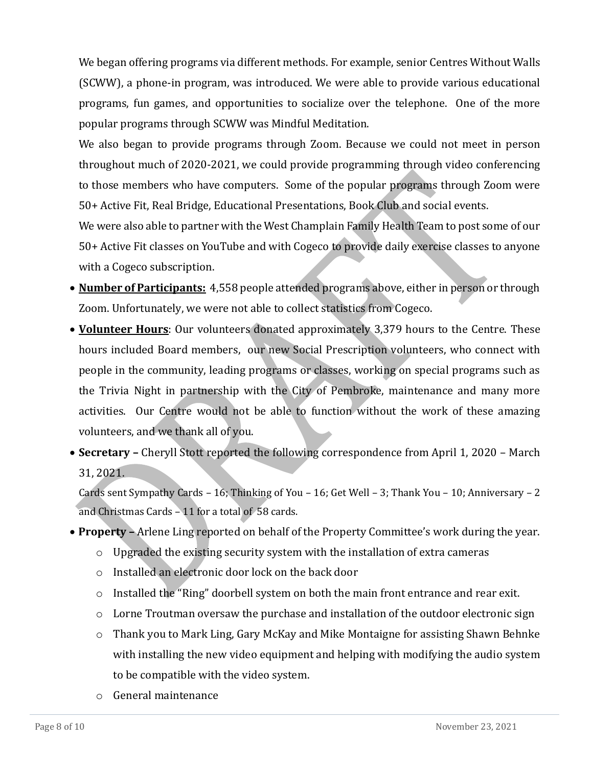We began offering programs via different methods. For example, senior Centres Without Walls (SCWW), a phone-in program, was introduced. We were able to provide various educational programs, fun games, and opportunities to socialize over the telephone. One of the more popular programs through SCWW was Mindful Meditation.

We also began to provide programs through Zoom. Because we could not meet in person throughout much of 2020-2021, we could provide programming through video conferencing to those members who have computers. Some of the popular programs through Zoom were 50+ Active Fit, Real Bridge, Educational Presentations, Book Club and social events.

We were also able to partner with the West Champlain Family Health Team to post some of our 50+ Active Fit classes on YouTube and with Cogeco to provide daily exercise classes to anyone with a Cogeco subscription.

- **Number of Participants:** 4,558 people attended programs above, either in person or through Zoom. Unfortunately, we were not able to collect statistics from Cogeco.
- **Volunteer Hours**: Our volunteers donated approximately 3,379 hours to the Centre. These hours included Board members, our new Social Prescription volunteers, who connect with people in the community, leading programs or classes, working on special programs such as the Trivia Night in partnership with the City of Pembroke, maintenance and many more activities. Our Centre would not be able to function without the work of these amazing volunteers, and we thank all of you.
- **Secretary –** Cheryll Stott reported the following correspondence from April 1, 2020 – March 31, 2021.

  Cards sent Sympathy Cards – 16; Thinking of You – 16; Get Well – 3; Thank You – 10; Anniversary – 2 and Christmas Cards – 11 for a total of 58 cards.
- **Property –** Arlene Ling reported on behalf of the Property Committee's work during the year.
  - Upgraded the existing security system with the installation of extra cameras
  - Installed an electronic door lock on the back door
  - Installed the "Ring" doorbell system on both the main front entrance and rear exit.
  - Lorne Troutman oversaw the purchase and installation of the outdoor electronic sign
  - Thank you to Mark Ling, Gary McKay and Mike Montaigne for assisting Shawn Behnke with installing the new video equipment and helping with modifying the audio system to be compatible with the video system.
  - General maintenance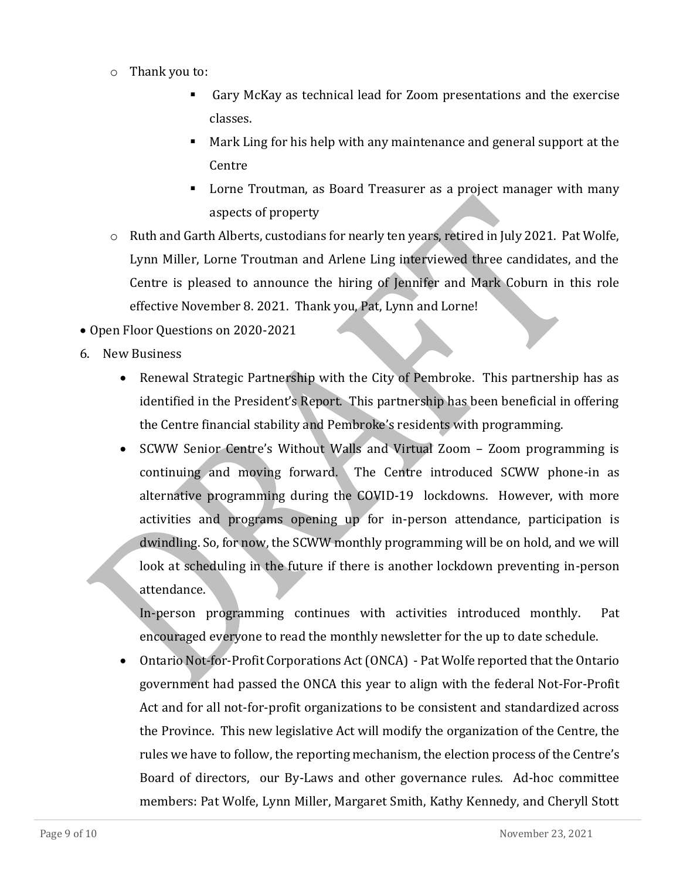- Thank you to:
    - Gary McKay as technical lead for Zoom presentations and the exercise classes.
    - Mark Ling for his help with any maintenance and general support at the Centre
    - Lorne Troutman, as Board Treasurer as a project manager with many aspects of property
- Ruth and Garth Alberts, custodians for nearly ten years, retired in July 2021. Pat Wolfe, Lynn Miller, Lorne Troutman and Arlene Ling interviewed three candidates, and the Centre is pleased to announce the hiring of Jennifer and Mark Coburn in this role effective November 8. 2021. Thank you, Pat, Lynn and Lorne!

- Open Floor Questions on 2020-2021

6. New Business

- Renewal Strategic Partnership with the City of Pembroke. This partnership has as identified in the President's Report. This partnership has been beneficial in offering the Centre financial stability and Pembroke's residents with programming.
- SCWW Senior Centre's Without Walls and Virtual Zoom – Zoom programming is continuing and moving forward. The Centre introduced SCWW phone-in as alternative programming during the COVID-19 lockdowns. However, with more activities and programs opening up for in-person attendance, participation is dwindling. So, for now, the SCWW monthly programming will be on hold, and we will look at scheduling in the future if there is another lockdown preventing in-person attendance.

  In-person programming continues with activities introduced monthly. Pat encouraged everyone to read the monthly newsletter for the up to date schedule.
- Ontario Not-for-Profit Corporations Act (ONCA) - Pat Wolfe reported that the Ontario government had passed the ONCA this year to align with the federal Not-For-Profit Act and for all not-for-profit organizations to be consistent and standardized across the Province. This new legislative Act will modify the organization of the Centre, the rules we have to follow, the reporting mechanism, the election process of the Centre's Board of directors, our By-Laws and other governance rules. Ad-hoc committee members: Pat Wolfe, Lynn Miller, Margaret Smith, Kathy Kennedy, and Cheryll Stott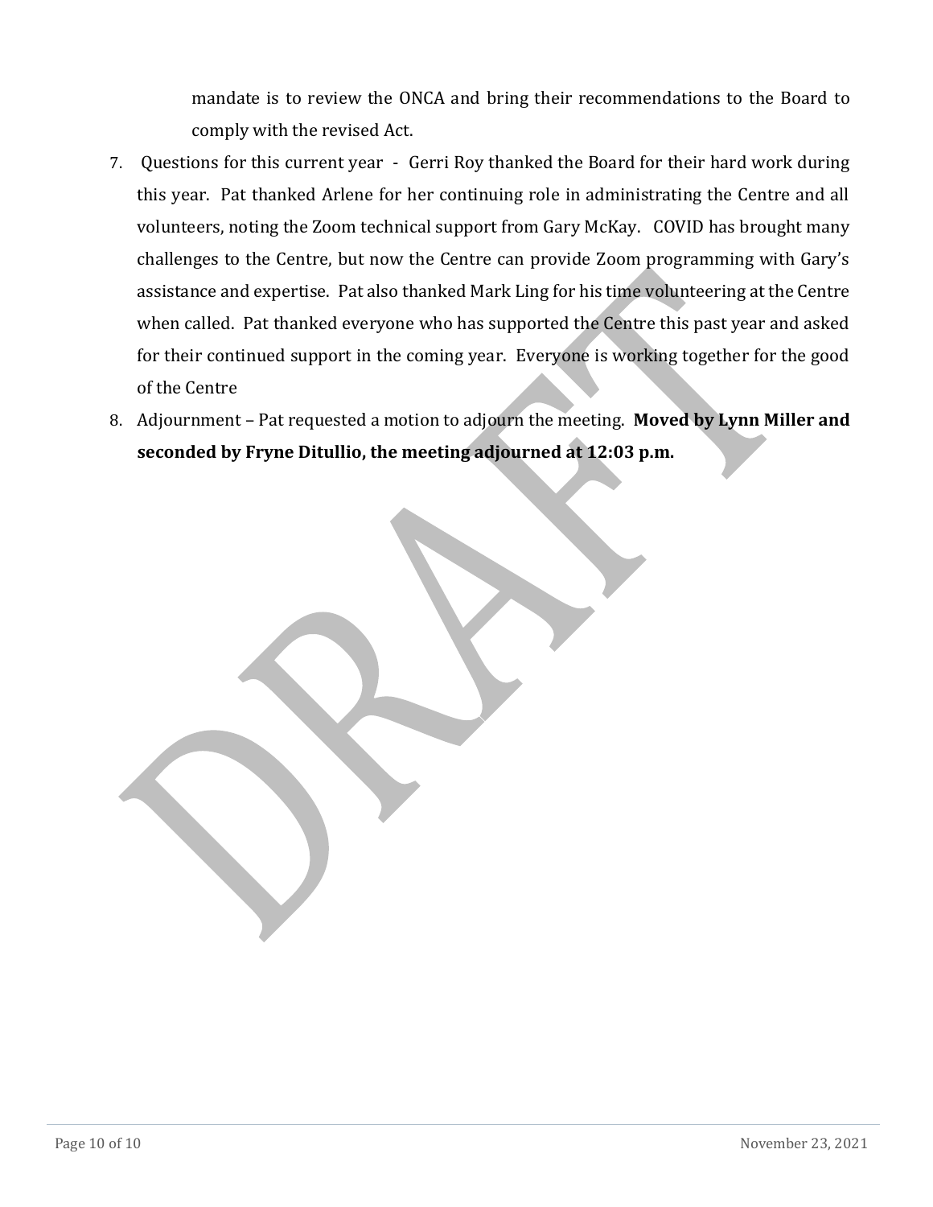mandate is to review the ONCA and bring their recommendations to the Board to comply with the revised Act.

7. Questions for this current year - Gerri Roy thanked the Board for their hard work during this year. Pat thanked Arlene for her continuing role in administrating the Centre and all volunteers, noting the Zoom technical support from Gary McKay. COVID has brought many challenges to the Centre, but now the Centre can provide Zoom programming with Gary's assistance and expertise. Pat also thanked Mark Ling for his time volunteering at the Centre when called. Pat thanked everyone who has supported the Centre this past year and asked for their continued support in the coming year. Everyone is working together for the good of the Centre
8. Adjournment – Pat requested a motion to adjourn the meeting. **Moved by Lynn Miller and seconded by Fryne Ditullio, the meeting adjourned at 12:03 p.m.**

DRAFT